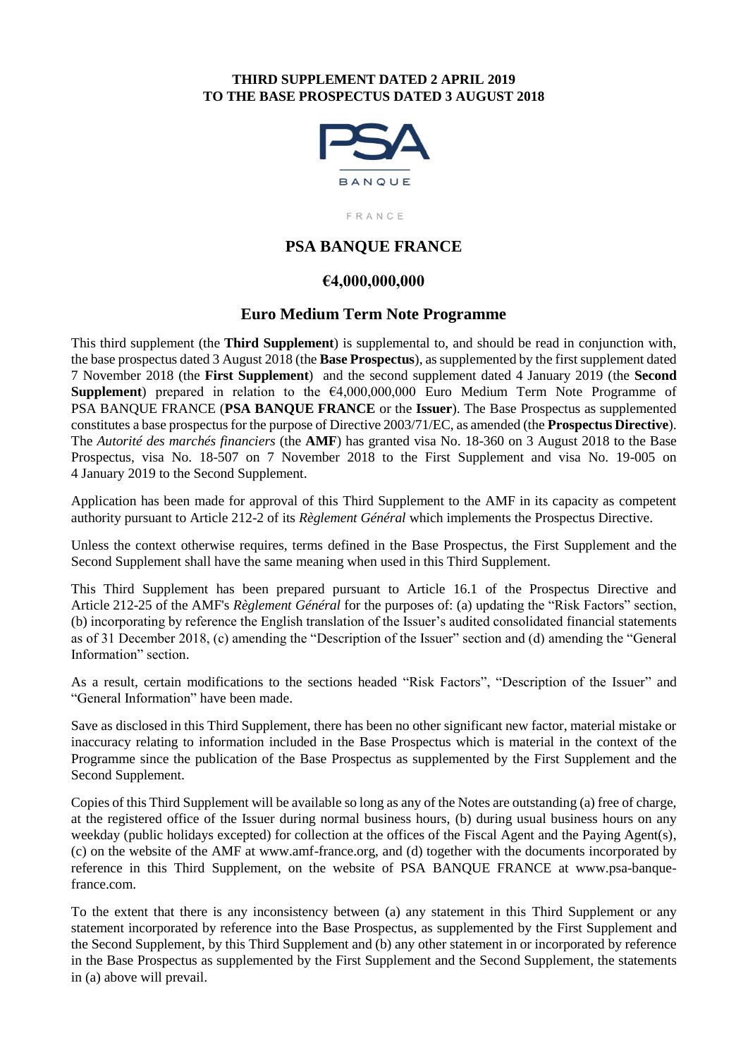**THIRD SUPPLEMENT DATED 2 APRIL 2019**
**TO THE BASE PROSPECTUS DATED 3 AUGUST 2018**

PSA

BANQUE

FRANCE

# PSA BANQUE FRANCE

## €4,000,000,000

## Euro Medium Term Note Programme

This third supplement (the **Third Supplement**) is supplemental to, and should be read in conjunction with, the base prospectus dated 3 August 2018 (the **Base Prospectus**), as supplemented by the first supplement dated 7 November 2018 (the **First Supplement**) and the second supplement dated 4 January 2019 (the **Second Supplement**) prepared in relation to the €4,000,000,000 Euro Medium Term Note Programme of PSA BANQUE FRANCE (**PSA BANQUE FRANCE** or the **Issuer**). The Base Prospectus as supplemented constitutes a base prospectus for the purpose of Directive 2003/71/EC, as amended (the **Prospectus Directive**). The *Autorité des marchés financiers* (the **AMF**) has granted visa No. 18-360 on 3 August 2018 to the Base Prospectus, visa No. 18-507 on 7 November 2018 to the First Supplement and visa No. 19-005 on 4 January 2019 to the Second Supplement.

Application has been made for approval of this Third Supplement to the AMF in its capacity as competent authority pursuant to Article 212-2 of its *Règlement Général* which implements the Prospectus Directive.

Unless the context otherwise requires, terms defined in the Base Prospectus, the First Supplement and the Second Supplement shall have the same meaning when used in this Third Supplement.

This Third Supplement has been prepared pursuant to Article 16.1 of the Prospectus Directive and Article 212-25 of the AMF's *Règlement Général* for the purposes of: (a) updating the "Risk Factors" section, (b) incorporating by reference the English translation of the Issuer's audited consolidated financial statements as of 31 December 2018, (c) amending the "Description of the Issuer" section and (d) amending the "General Information" section.

As a result, certain modifications to the sections headed "Risk Factors", "Description of the Issuer" and "General Information" have been made.

Save as disclosed in this Third Supplement, there has been no other significant new factor, material mistake or inaccuracy relating to information included in the Base Prospectus which is material in the context of the Programme since the publication of the Base Prospectus as supplemented by the First Supplement and the Second Supplement.

Copies of this Third Supplement will be available so long as any of the Notes are outstanding (a) free of charge, at the registered office of the Issuer during normal business hours, (b) during usual business hours on any weekday (public holidays excepted) for collection at the offices of the Fiscal Agent and the Paying Agent(s), (c) on the website of the AMF at www.amf-france.org, and (d) together with the documents incorporated by reference in this Third Supplement, on the website of PSA BANQUE FRANCE at www.psa-banque-france.com.

To the extent that there is any inconsistency between (a) any statement in this Third Supplement or any statement incorporated by reference into the Base Prospectus, as supplemented by the First Supplement and the Second Supplement, by this Third Supplement and (b) any other statement in or incorporated by reference in the Base Prospectus as supplemented by the First Supplement and the Second Supplement, the statements in (a) above will prevail.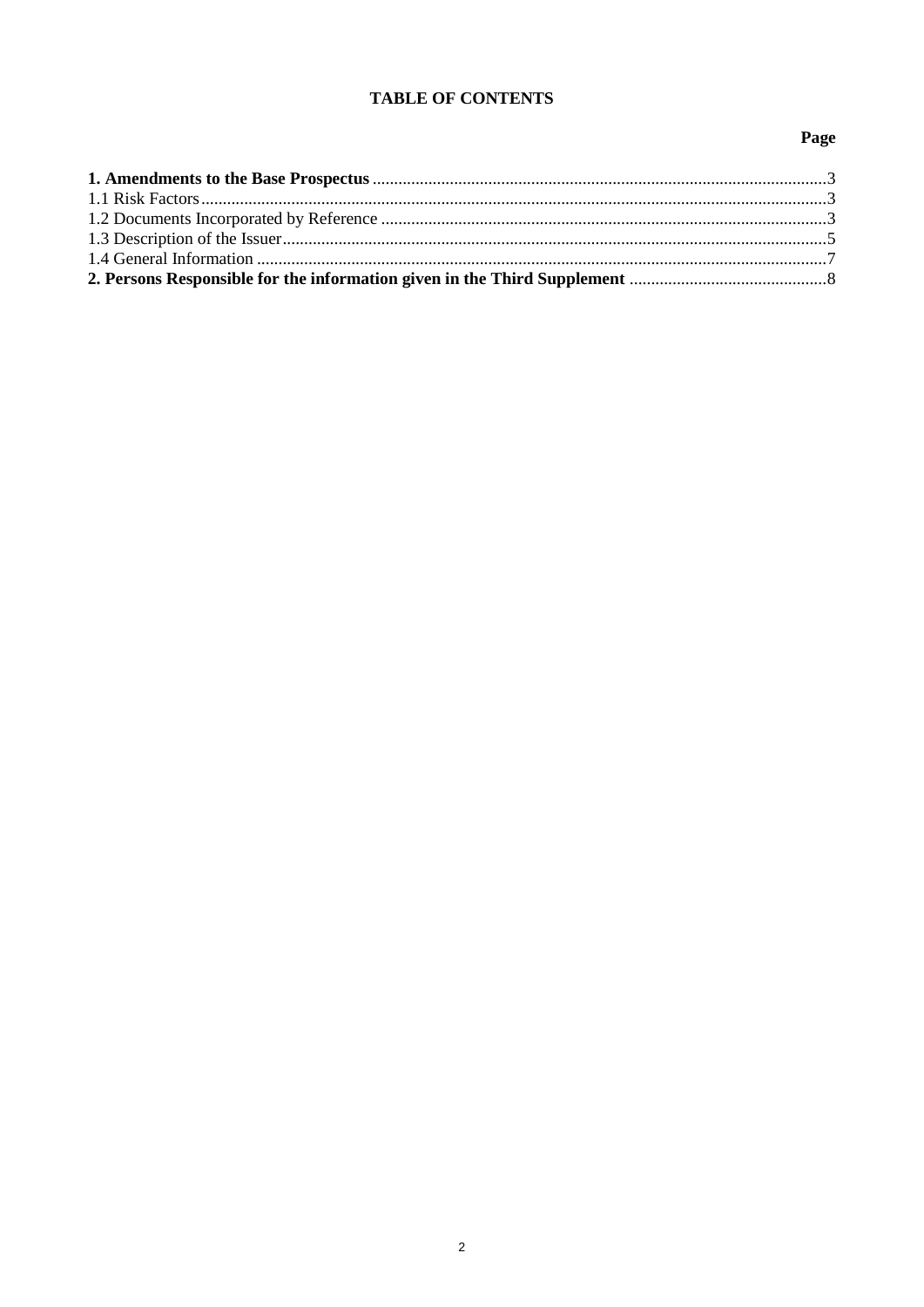**TABLE OF CONTENTS**

| | Page |
|---|---|
| **1. Amendments to the Base Prospectus** | 3 |
| 1.1 Risk Factors | 3 |
| 1.2 Documents Incorporated by Reference | 3 |
| 1.3 Description of the Issuer | 5 |
| 1.4 General Information | 7 |
| **2. Persons Responsible for the information given in the Third Supplement** | 8 |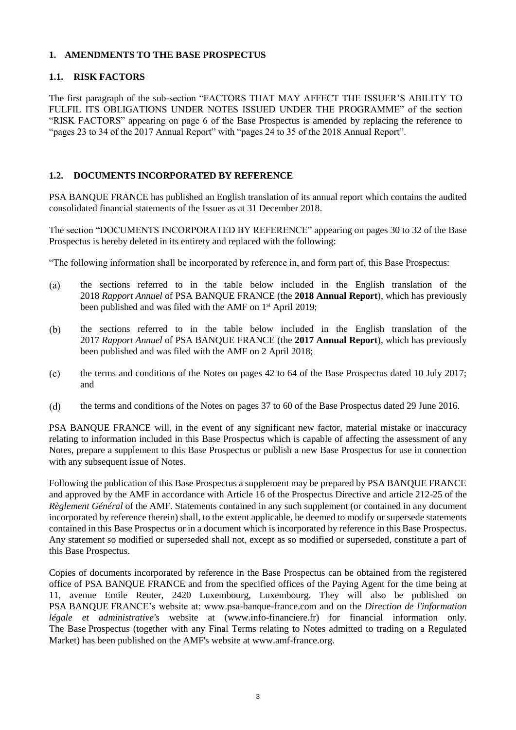## 1. AMENDMENTS TO THE BASE PROSPECTUS

### 1.1. RISK FACTORS

The first paragraph of the sub-section "FACTORS THAT MAY AFFECT THE ISSUER'S ABILITY TO FULFIL ITS OBLIGATIONS UNDER NOTES ISSUED UNDER THE PROGRAMME" of the section "RISK FACTORS" appearing on page 6 of the Base Prospectus is amended by replacing the reference to "pages 23 to 34 of the 2017 Annual Report" with "pages 24 to 35 of the 2018 Annual Report".

### 1.2. DOCUMENTS INCORPORATED BY REFERENCE

PSA BANQUE FRANCE has published an English translation of its annual report which contains the audited consolidated financial statements of the Issuer as at 31 December 2018.

The section "DOCUMENTS INCORPORATED BY REFERENCE" appearing on pages 30 to 32 of the Base Prospectus is hereby deleted in its entirety and replaced with the following:

"The following information shall be incorporated by reference in, and form part of, this Base Prospectus:

(a) the sections referred to in the table below included in the English translation of the 2018 *Rapport Annuel* of PSA BANQUE FRANCE (the **2018 Annual Report**), which has previously been published and was filed with the AMF on 1st April 2019;

(b) the sections referred to in the table below included in the English translation of the 2017 *Rapport Annuel* of PSA BANQUE FRANCE (the **2017 Annual Report**), which has previously been published and was filed with the AMF on 2 April 2018;

(c) the terms and conditions of the Notes on pages 42 to 64 of the Base Prospectus dated 10 July 2017; and

(d) the terms and conditions of the Notes on pages 37 to 60 of the Base Prospectus dated 29 June 2016.

PSA BANQUE FRANCE will, in the event of any significant new factor, material mistake or inaccuracy relating to information included in this Base Prospectus which is capable of affecting the assessment of any Notes, prepare a supplement to this Base Prospectus or publish a new Base Prospectus for use in connection with any subsequent issue of Notes.

Following the publication of this Base Prospectus a supplement may be prepared by PSA BANQUE FRANCE and approved by the AMF in accordance with Article 16 of the Prospectus Directive and article 212-25 of the *Règlement Général* of the AMF. Statements contained in any such supplement (or contained in any document incorporated by reference therein) shall, to the extent applicable, be deemed to modify or supersede statements contained in this Base Prospectus or in a document which is incorporated by reference in this Base Prospectus. Any statement so modified or superseded shall not, except as so modified or superseded, constitute a part of this Base Prospectus.

Copies of documents incorporated by reference in the Base Prospectus can be obtained from the registered office of PSA BANQUE FRANCE and from the specified offices of the Paying Agent for the time being at 11, avenue Emile Reuter, 2420 Luxembourg, Luxembourg. They will also be published on PSA BANQUE FRANCE's website at: www.psa-banque-france.com and on the *Direction de l'information légale et administrative's* website at (www.info-financiere.fr) for financial information only. The Base Prospectus (together with any Final Terms relating to Notes admitted to trading on a Regulated Market) has been published on the AMF's website at www.amf-france.org.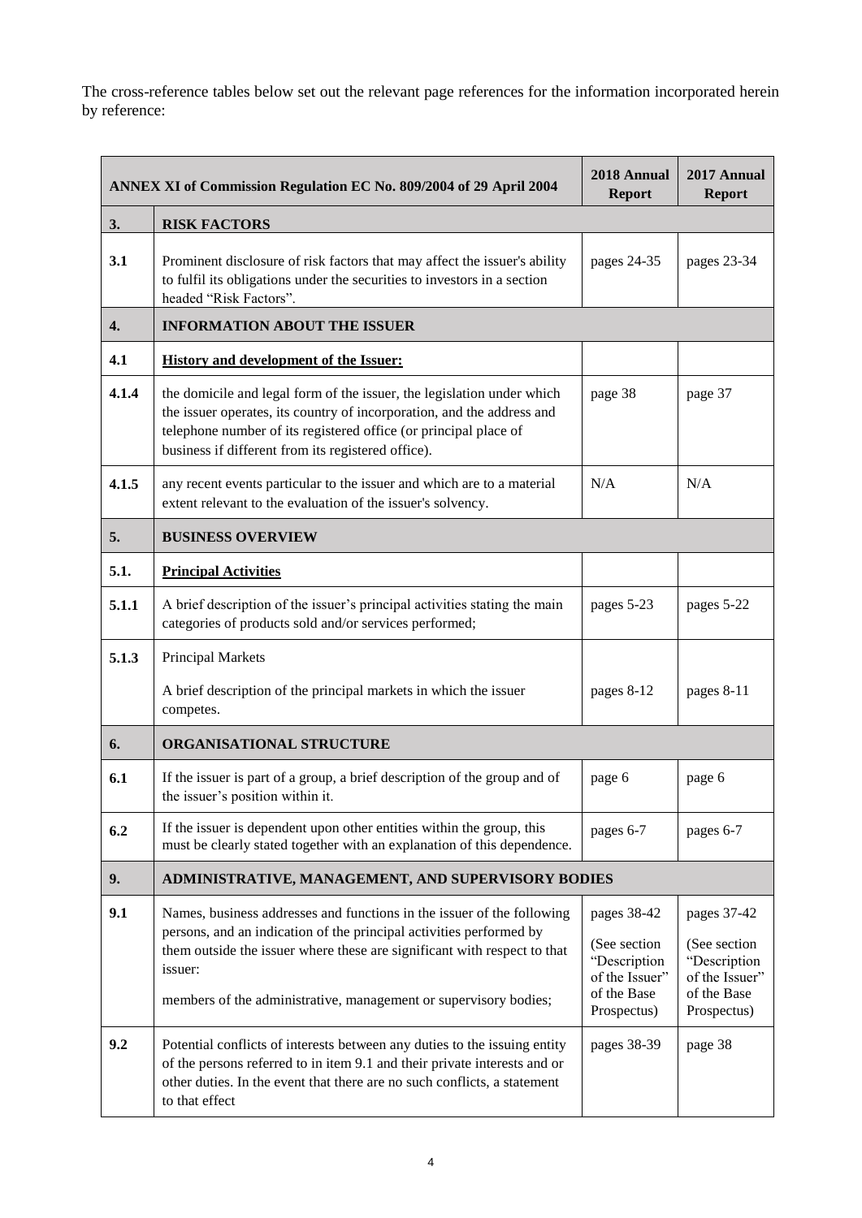The cross-reference tables below set out the relevant page references for the information incorporated herein by reference:

| ANNEX XI of Commission Regulation EC No. 809/2004 of 29 April 2004 | | 2018 Annual Report | 2017 Annual Report |
|---|---|---|---|
| **3.** | **RISK FACTORS** | | |
| **3.1** | Prominent disclosure of risk factors that may affect the issuer's ability to fulfil its obligations under the securities to investors in a section headed "Risk Factors". | pages 24-35 | pages 23-34 |
| **4.** | **INFORMATION ABOUT THE ISSUER** | | |
| **4.1** | **History and development of the Issuer:** | | |
| **4.1.4** | the domicile and legal form of the issuer, the legislation under which the issuer operates, its country of incorporation, and the address and telephone number of its registered office (or principal place of business if different from its registered office). | page 38 | page 37 |
| **4.1.5** | any recent events particular to the issuer and which are to a material extent relevant to the evaluation of the issuer's solvency. | N/A | N/A |
| **5.** | **BUSINESS OVERVIEW** | | |
| **5.1.** | **Principal Activities** | | |
| **5.1.1** | A brief description of the issuer's principal activities stating the main categories of products sold and/or services performed; | pages 5-23 | pages 5-22 |
| **5.1.3** | Principal Markets<br><br>A brief description of the principal markets in which the issuer competes. | pages 8-12 | pages 8-11 |
| **6.** | **ORGANISATIONAL STRUCTURE** | | |
| **6.1** | If the issuer is part of a group, a brief description of the group and of the issuer's position within it. | page 6 | page 6 |
| **6.2** | If the issuer is dependent upon other entities within the group, this must be clearly stated together with an explanation of this dependence. | pages 6-7 | pages 6-7 |
| **9.** | **ADMINISTRATIVE, MANAGEMENT, AND SUPERVISORY BODIES** | | |
| **9.1** | Names, business addresses and functions in the issuer of the following persons, and an indication of the principal activities performed by them outside the issuer where these are significant with respect to that issuer:<br><br>members of the administrative, management or supervisory bodies; | pages 38-42<br><br>(See section "Description of the Issuer" of the Base Prospectus) | pages 37-42<br><br>(See section "Description of the Issuer" of the Base Prospectus) |
| **9.2** | Potential conflicts of interests between any duties to the issuing entity of the persons referred to in item 9.1 and their private interests and or other duties. In the event that there are no such conflicts, a statement to that effect | pages 38-39 | page 38 |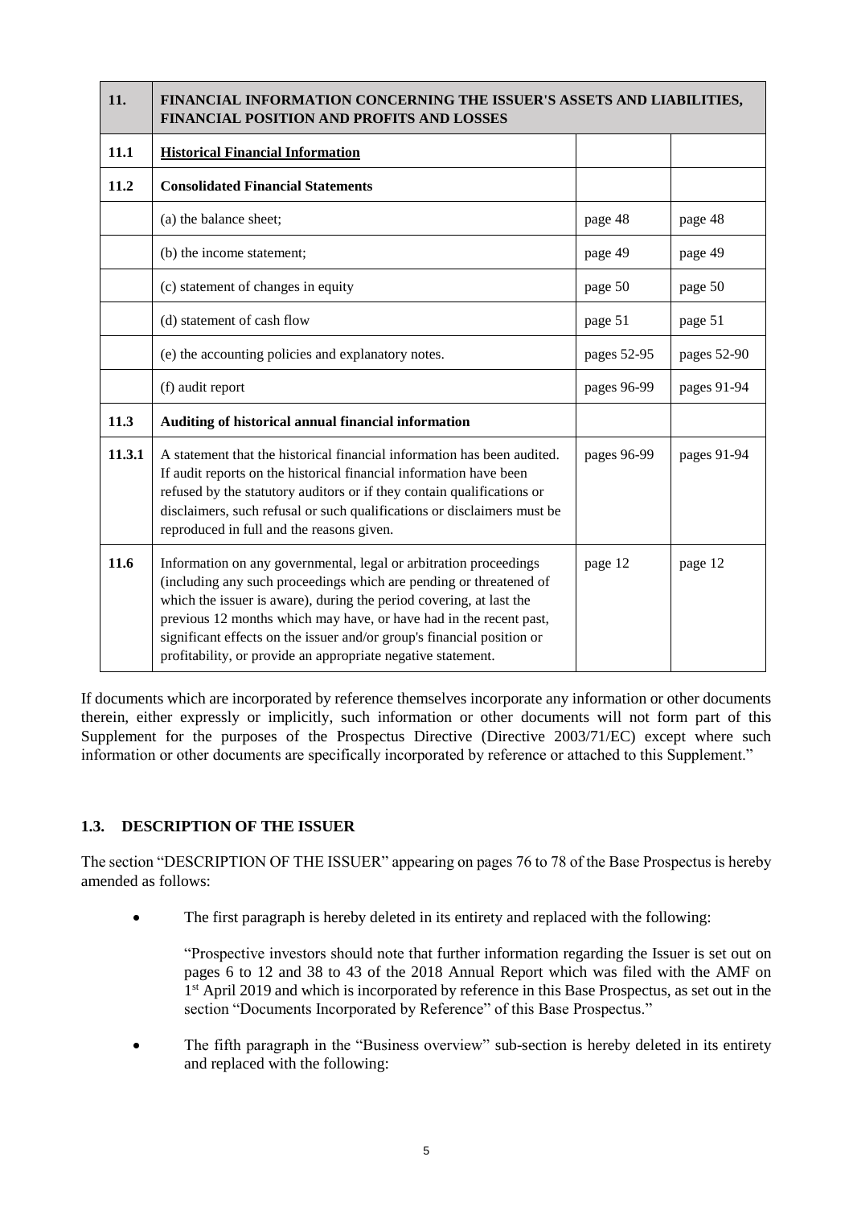| 11. | FINANCIAL INFORMATION CONCERNING THE ISSUER'S ASSETS AND LIABILITIES, FINANCIAL POSITION AND PROFITS AND LOSSES | | |
|---|---|---|---|
| 11.1 | **Historical Financial Information** | | |
| 11.2 | **Consolidated Financial Statements** | | |
| | (a) the balance sheet; | page 48 | page 48 |
| | (b) the income statement; | page 49 | page 49 |
| | (c) statement of changes in equity | page 50 | page 50 |
| | (d) statement of cash flow | page 51 | page 51 |
| | (e) the accounting policies and explanatory notes. | pages 52-95 | pages 52-90 |
| | (f) audit report | pages 96-99 | pages 91-94 |
| 11.3 | **Auditing of historical annual financial information** | | |
| 11.3.1 | A statement that the historical financial information has been audited. If audit reports on the historical financial information have been refused by the statutory auditors or if they contain qualifications or disclaimers, such refusal or such qualifications or disclaimers must be reproduced in full and the reasons given. | pages 96-99 | pages 91-94 |
| 11.6 | Information on any governmental, legal or arbitration proceedings (including any such proceedings which are pending or threatened of which the issuer is aware), during the period covering, at last the previous 12 months which may have, or have had in the recent past, significant effects on the issuer and/or group's financial position or profitability, or provide an appropriate negative statement. | page 12 | page 12 |

If documents which are incorporated by reference themselves incorporate any information or other documents therein, either expressly or implicitly, such information or other documents will not form part of this Supplement for the purposes of the Prospectus Directive (Directive 2003/71/EC) except where such information or other documents are specifically incorporated by reference or attached to this Supplement."

## 1.3. DESCRIPTION OF THE ISSUER

The section "DESCRIPTION OF THE ISSUER" appearing on pages 76 to 78 of the Base Prospectus is hereby amended as follows:

- The first paragraph is hereby deleted in its entirety and replaced with the following:

  "Prospective investors should note that further information regarding the Issuer is set out on pages 6 to 12 and 38 to 43 of the 2018 Annual Report which was filed with the AMF on 1st April 2019 and which is incorporated by reference in this Base Prospectus, as set out in the section "Documents Incorporated by Reference" of this Base Prospectus."

- The fifth paragraph in the "Business overview" sub-section is hereby deleted in its entirety and replaced with the following: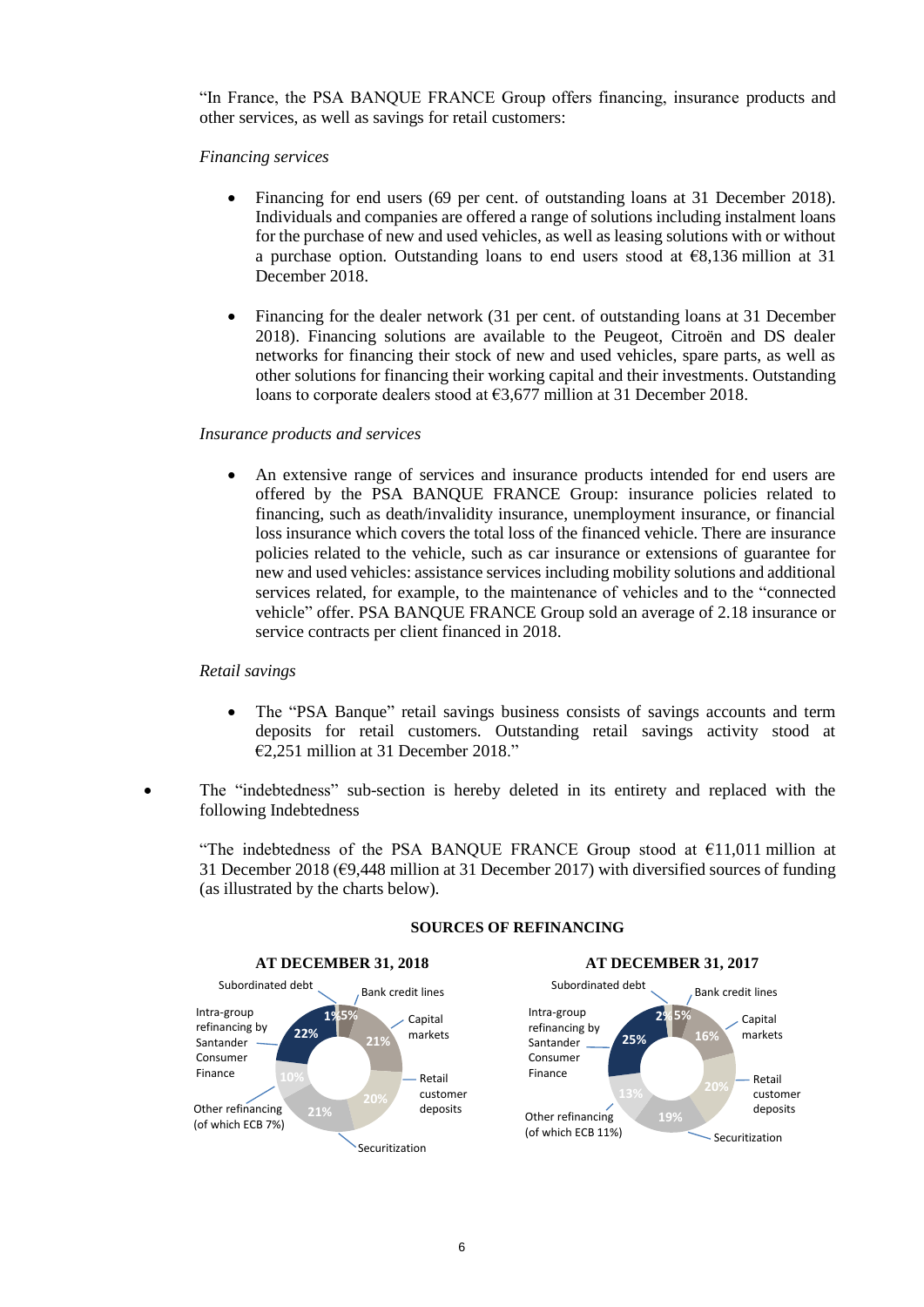"In France, the PSA BANQUE FRANCE Group offers financing, insurance products and other services, as well as savings for retail customers:

*Financing services*

- Financing for end users (69 per cent. of outstanding loans at 31 December 2018). Individuals and companies are offered a range of solutions including instalment loans for the purchase of new and used vehicles, as well as leasing solutions with or without a purchase option. Outstanding loans to end users stood at €8,136 million at 31 December 2018.

- Financing for the dealer network (31 per cent. of outstanding loans at 31 December 2018). Financing solutions are available to the Peugeot, Citroën and DS dealer networks for financing their stock of new and used vehicles, spare parts, as well as other solutions for financing their working capital and their investments. Outstanding loans to corporate dealers stood at €3,677 million at 31 December 2018.

*Insurance products and services*

- An extensive range of services and insurance products intended for end users are offered by the PSA BANQUE FRANCE Group: insurance policies related to financing, such as death/invalidity insurance, unemployment insurance, or financial loss insurance which covers the total loss of the financed vehicle. There are insurance policies related to the vehicle, such as car insurance or extensions of guarantee for new and used vehicles: assistance services including mobility solutions and additional services related, for example, to the maintenance of vehicles and to the "connected vehicle" offer. PSA BANQUE FRANCE Group sold an average of 2.18 insurance or service contracts per client financed in 2018.

*Retail savings*

- The "PSA Banque" retail savings business consists of savings accounts and term deposits for retail customers. Outstanding retail savings activity stood at €2,251 million at 31 December 2018."

- The "indebtedness" sub-section is hereby deleted in its entirety and replaced with the following Indebtedness

"The indebtedness of the PSA BANQUE FRANCE Group stood at €11,011 million at 31 December 2018 (€9,448 million at 31 December 2017) with diversified sources of funding (as illustrated by the charts below).

**SOURCES OF REFINANCING**

| | AT DECEMBER 31, 2018 | AT DECEMBER 31, 2017 |
|---|---|---|
| Subordinated debt | 1% | 2% |
| Bank credit lines | 5% | 5% |
| Capital markets | 21% | 16% |
| Retail customer deposits | 20% | 20% |
| Securitization | 21% | 19% |
| Other refinancing | 10% (of which ECB 7%) | 13% (of which ECB 11%) |
| Intra-group refinancing by Santander Consumer Finance | 22% | 25% |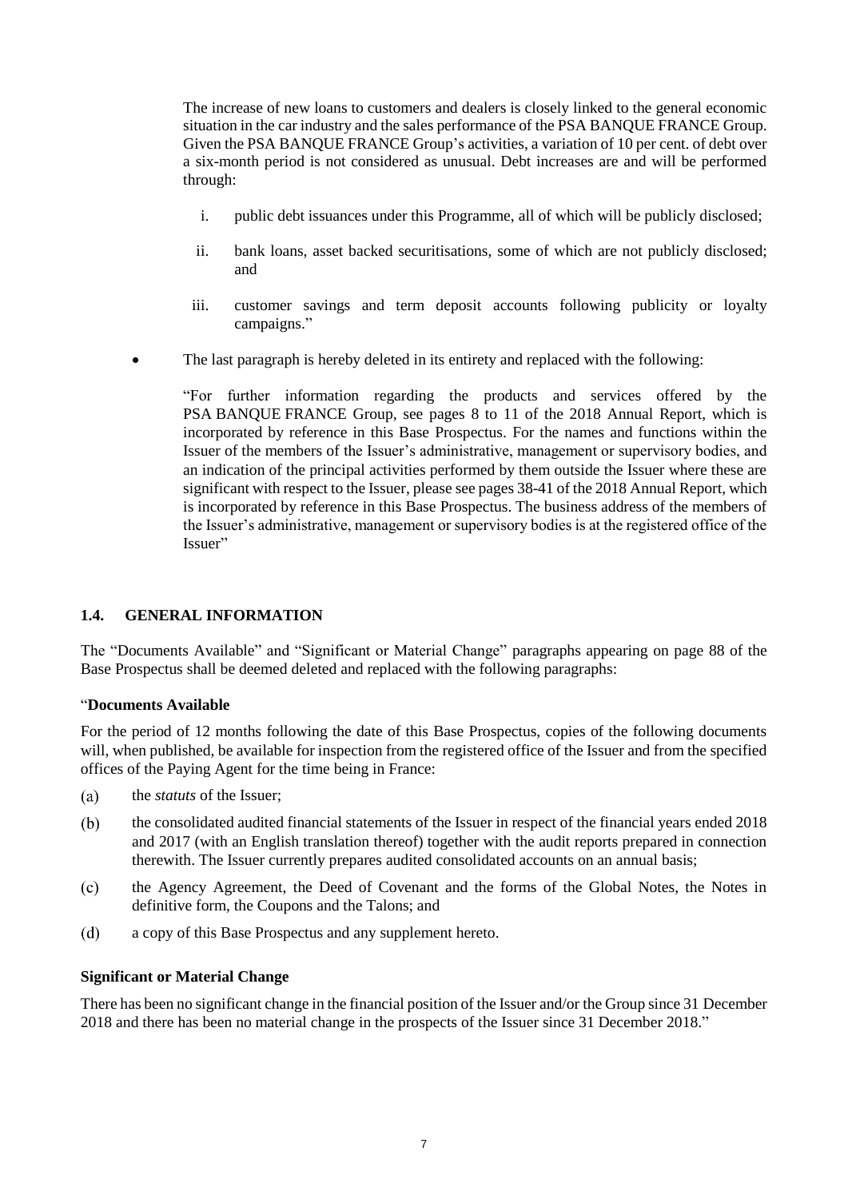The increase of new loans to customers and dealers is closely linked to the general economic situation in the car industry and the sales performance of the PSA BANQUE FRANCE Group. Given the PSA BANQUE FRANCE Group's activities, a variation of 10 per cent. of debt over a six-month period is not considered as unusual. Debt increases are and will be performed through:

i. public debt issuances under this Programme, all of which will be publicly disclosed;

ii. bank loans, asset backed securitisations, some of which are not publicly disclosed; and

iii. customer savings and term deposit accounts following publicity or loyalty campaigns."

- The last paragraph is hereby deleted in its entirety and replaced with the following:

"For further information regarding the products and services offered by the PSA BANQUE FRANCE Group, see pages 8 to 11 of the 2018 Annual Report, which is incorporated by reference in this Base Prospectus. For the names and functions within the Issuer of the members of the Issuer's administrative, management or supervisory bodies, and an indication of the principal activities performed by them outside the Issuer where these are significant with respect to the Issuer, please see pages 38-41 of the 2018 Annual Report, which is incorporated by reference in this Base Prospectus. The business address of the members of the Issuer's administrative, management or supervisory bodies is at the registered office of the Issuer"

## 1.4. GENERAL INFORMATION

The "Documents Available" and "Significant or Material Change" paragraphs appearing on page 88 of the Base Prospectus shall be deemed deleted and replaced with the following paragraphs:

"**Documents Available**

For the period of 12 months following the date of this Base Prospectus, copies of the following documents will, when published, be available for inspection from the registered office of the Issuer and from the specified offices of the Paying Agent for the time being in France:

(a) the *statuts* of the Issuer;

(b) the consolidated audited financial statements of the Issuer in respect of the financial years ended 2018 and 2017 (with an English translation thereof) together with the audit reports prepared in connection therewith. The Issuer currently prepares audited consolidated accounts on an annual basis;

(c) the Agency Agreement, the Deed of Covenant and the forms of the Global Notes, the Notes in definitive form, the Coupons and the Talons; and

(d) a copy of this Base Prospectus and any supplement hereto.

**Significant or Material Change**

There has been no significant change in the financial position of the Issuer and/or the Group since 31 December 2018 and there has been no material change in the prospects of the Issuer since 31 December 2018."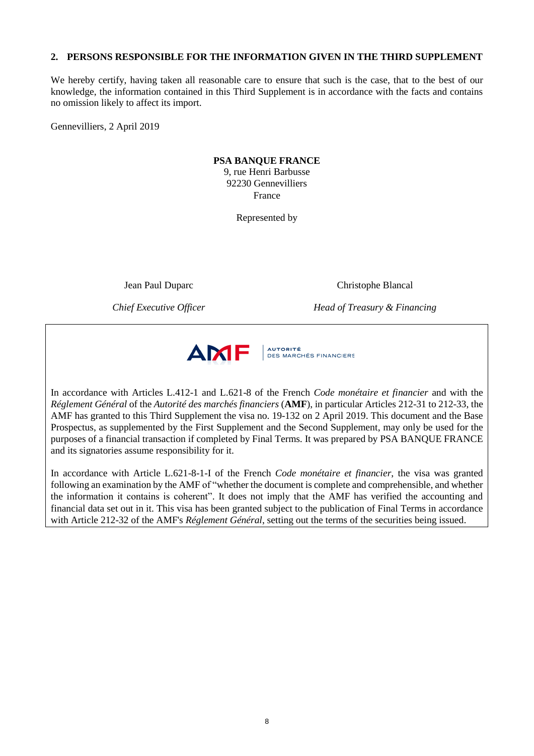## 2. PERSONS RESPONSIBLE FOR THE INFORMATION GIVEN IN THE THIRD SUPPLEMENT

We hereby certify, having taken all reasonable care to ensure that such is the case, that to the best of our knowledge, the information contained in this Third Supplement is in accordance with the facts and contains no omission likely to affect its import.

Gennevilliers, 2 April 2019

**PSA BANQUE FRANCE**
9, rue Henri Barbusse
92230 Gennevilliers
France

Represented by

Jean Paul Duparc
*Chief Executive Officer*

Christophe Blancal
*Head of Treasury & Financing*

AMF | AUTORITÉ DES MARCHÉS FINANCIERS

In accordance with Articles L.412-1 and L.621-8 of the French *Code monétaire et financier* and with the *Réglement Général* of the *Autorité des marchés financiers* (**AMF**), in particular Articles 212-31 to 212-33, the AMF has granted to this Third Supplement the visa no. 19-132 on 2 April 2019. This document and the Base Prospectus, as supplemented by the First Supplement and the Second Supplement, may only be used for the purposes of a financial transaction if completed by Final Terms. It was prepared by PSA BANQUE FRANCE and its signatories assume responsibility for it.

In accordance with Article L.621-8-1-I of the French *Code monétaire et financier*, the visa was granted following an examination by the AMF of "whether the document is complete and comprehensible, and whether the information it contains is coherent". It does not imply that the AMF has verified the accounting and financial data set out in it. This visa has been granted subject to the publication of Final Terms in accordance with Article 212-32 of the AMF's *Réglement Général*, setting out the terms of the securities being issued.